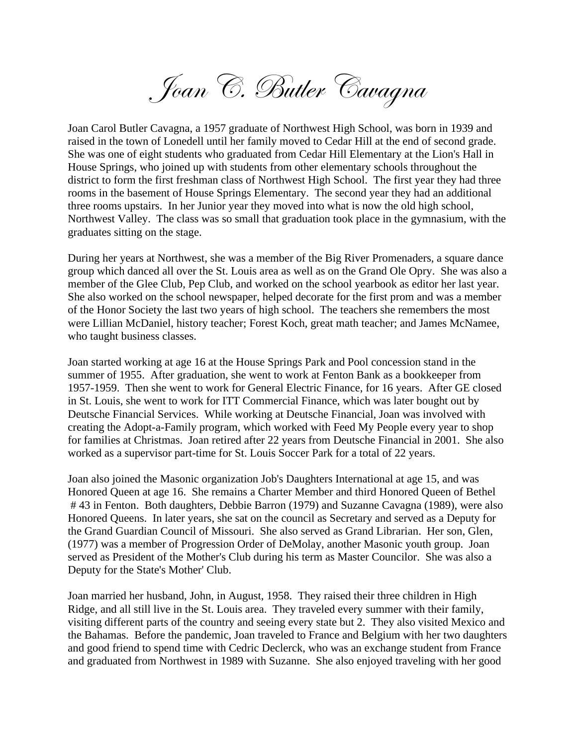# *Joan C. Butler Cavagna*

Joan Carol Butler Cavagna, a 1957 graduate of Northwest High School, was born in 1939 and raised in the town of Lonedell until her family moved to Cedar Hill at the end of second grade. She was one of eight students who graduated from Cedar Hill Elementary at the Lion's Hall in House Springs, who joined up with students from other elementary schools throughout the district to form the first freshman class of Northwest High School. The first year they had three rooms in the basement of House Springs Elementary. The second year they had an additional three rooms upstairs. In her Junior year they moved into what is now the old high school, Northwest Valley. The class was so small that graduation took place in the gymnasium, with the graduates sitting on the stage.

During her years at Northwest, she was a member of the Big River Promenaders, a square dance group which danced all over the St. Louis area as well as on the Grand Ole Opry. She was also a member of the Glee Club, Pep Club, and worked on the school yearbook as editor her last year. She also worked on the school newspaper, helped decorate for the first prom and was a member of the Honor Society the last two years of high school. The teachers she remembers the most were Lillian McDaniel, history teacher; Forest Koch, great math teacher; and James McNamee, who taught business classes.

Joan started working at age 16 at the House Springs Park and Pool concession stand in the summer of 1955. After graduation, she went to work at Fenton Bank as a bookkeeper from 1957-1959. Then she went to work for General Electric Finance, for 16 years. After GE closed in St. Louis, she went to work for ITT Commercial Finance, which was later bought out by Deutsche Financial Services. While working at Deutsche Financial, Joan was involved with creating the Adopt-a-Family program, which worked with Feed My People every year to shop for families at Christmas. Joan retired after 22 years from Deutsche Financial in 2001. She also worked as a supervisor part-time for St. Louis Soccer Park for a total of 22 years.

Joan also joined the Masonic organization Job's Daughters International at age 15, and was Honored Queen at age 16. She remains a Charter Member and third Honored Queen of Bethel # 43 in Fenton. Both daughters, Debbie Barron (1979) and Suzanne Cavagna (1989), were also Honored Queens. In later years, she sat on the council as Secretary and served as a Deputy for the Grand Guardian Council of Missouri. She also served as Grand Librarian. Her son, Glen, (1977) was a member of Progression Order of DeMolay, another Masonic youth group. Joan served as President of the Mother's Club during his term as Master Councilor. She was also a Deputy for the State's Mother' Club.

Joan married her husband, John, in August, 1958. They raised their three children in High Ridge, and all still live in the St. Louis area. They traveled every summer with their family, visiting different parts of the country and seeing every state but 2. They also visited Mexico and the Bahamas. Before the pandemic, Joan traveled to France and Belgium with her two daughters and good friend to spend time with Cedric Declerck, who was an exchange student from France and graduated from Northwest in 1989 with Suzanne. She also enjoyed traveling with her good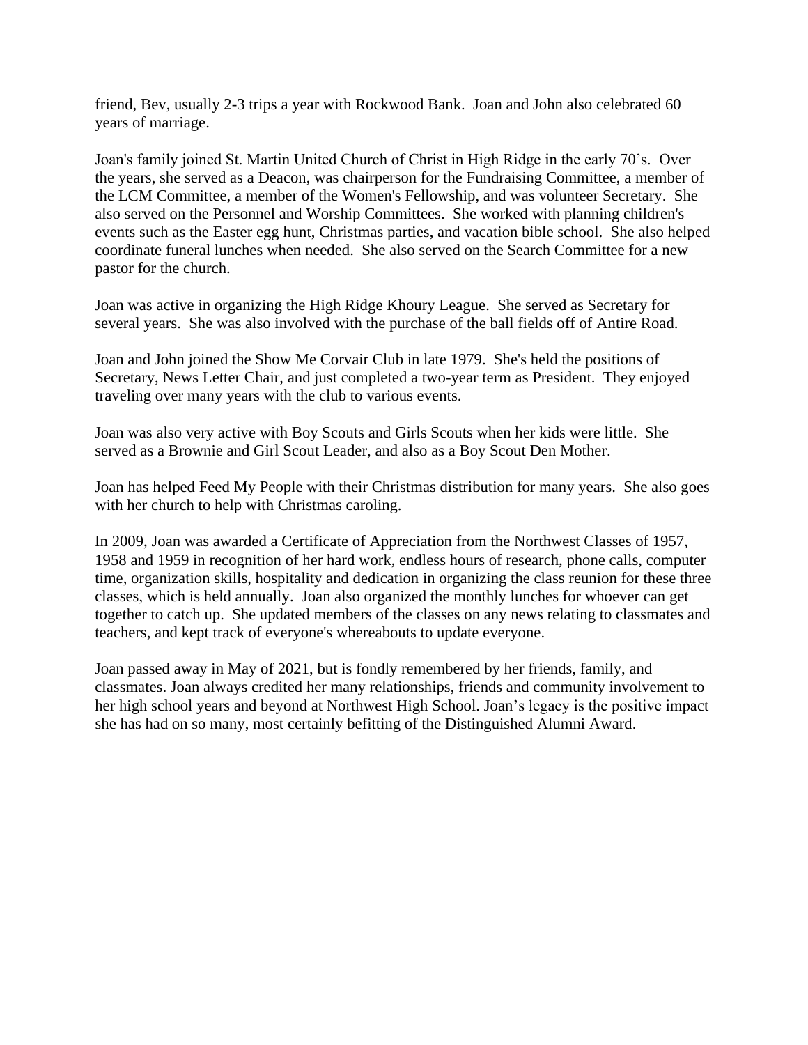friend, Bev, usually 2-3 trips a year with Rockwood Bank. Joan and John also celebrated 60 years of marriage.

Joan's family joined St. Martin United Church of Christ in High Ridge in the early 70's. Over the years, she served as a Deacon, was chairperson for the Fundraising Committee, a member of the LCM Committee, a member of the Women's Fellowship, and was volunteer Secretary. She also served on the Personnel and Worship Committees. She worked with planning children's events such as the Easter egg hunt, Christmas parties, and vacation bible school. She also helped coordinate funeral lunches when needed. She also served on the Search Committee for a new pastor for the church.

Joan was active in organizing the High Ridge Khoury League. She served as Secretary for several years. She was also involved with the purchase of the ball fields off of Antire Road.

Joan and John joined the Show Me Corvair Club in late 1979. She's held the positions of Secretary, News Letter Chair, and just completed a two-year term as President. They enjoyed traveling over many years with the club to various events.

Joan was also very active with Boy Scouts and Girls Scouts when her kids were little. She served as a Brownie and Girl Scout Leader, and also as a Boy Scout Den Mother.

Joan has helped Feed My People with their Christmas distribution for many years. She also goes with her church to help with Christmas caroling.

In 2009, Joan was awarded a Certificate of Appreciation from the Northwest Classes of 1957, 1958 and 1959 in recognition of her hard work, endless hours of research, phone calls, computer time, organization skills, hospitality and dedication in organizing the class reunion for these three classes, which is held annually. Joan also organized the monthly lunches for whoever can get together to catch up. She updated members of the classes on any news relating to classmates and teachers, and kept track of everyone's whereabouts to update everyone.

Joan passed away in May of 2021, but is fondly remembered by her friends, family, and classmates. Joan always credited her many relationships, friends and community involvement to her high school years and beyond at Northwest High School. Joan's legacy is the positive impact she has had on so many, most certainly befitting of the Distinguished Alumni Award.